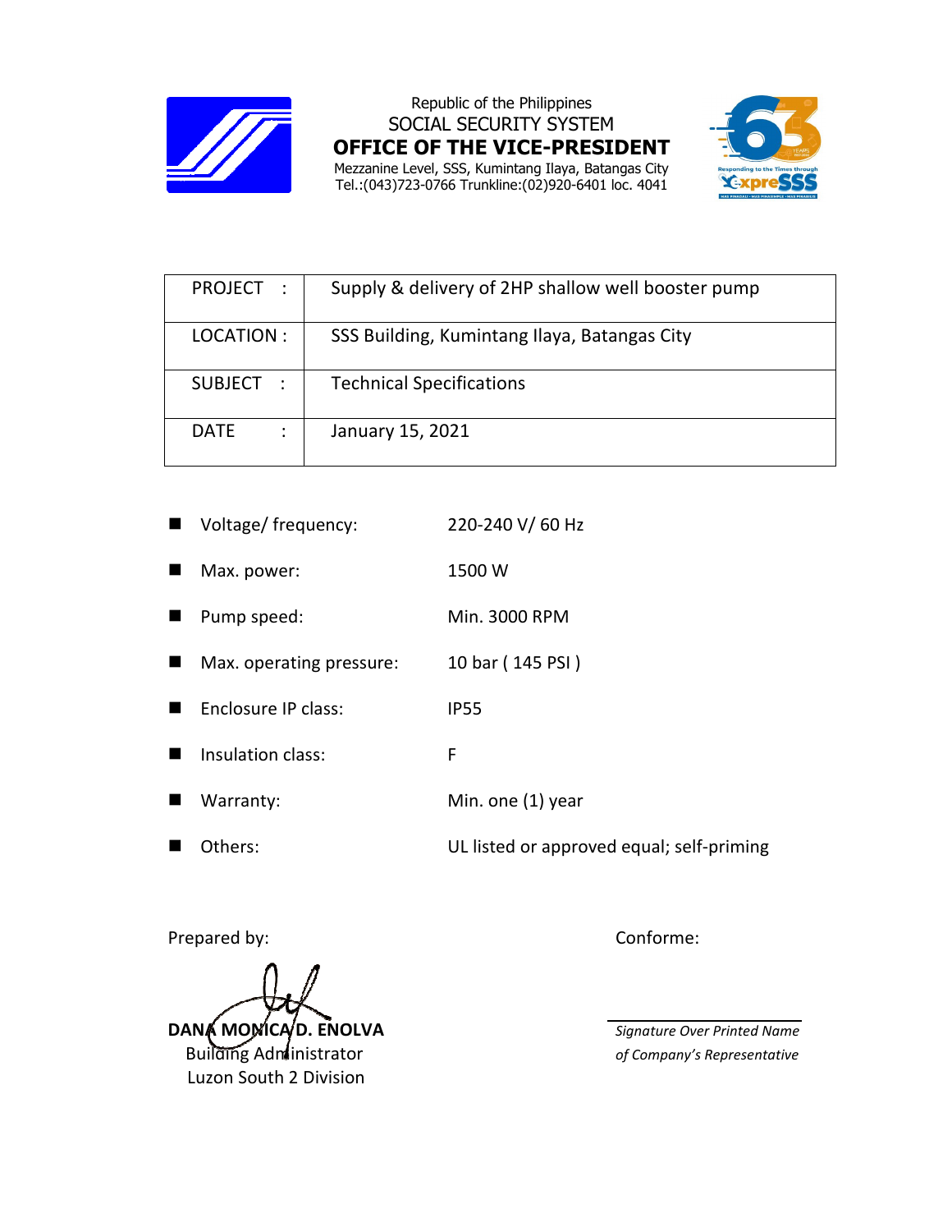Republic of the Philippines

SOCIAL SECURITY SYSTEM

# OFFICE OF THE VICE-PRESIDENT

Mezzanine Level, SSS, Kumintang Ilaya, Batangas City

Tel.:(043)723-0766 Trunkline:(02)920-6401 loc. 4041

| | |
|---|---|
| PROJECT : | Supply & delivery of 2HP shallow well booster pump |
| LOCATION : | SSS Building, Kumintang Ilaya, Batangas City |
| SUBJECT : | Technical Specifications |
| DATE : | January 15, 2021 |

- Voltage/ frequency: 220-240 V/ 60 Hz
- Max. power: 1500 W
- Pump speed: Min. 3000 RPM
- Max. operating pressure: 10 bar ( 145 PSI )
- Enclosure IP class: IP55
- Insulation class: F
- Warranty: Min. one (1) year
- Others: UL listed or approved equal; self-priming

Prepared by:

**DANA MONICA D. ENOLVA**
Building Administrator
Luzon South 2 Division

Conforme:

*Signature Over Printed Name of Company's Representative*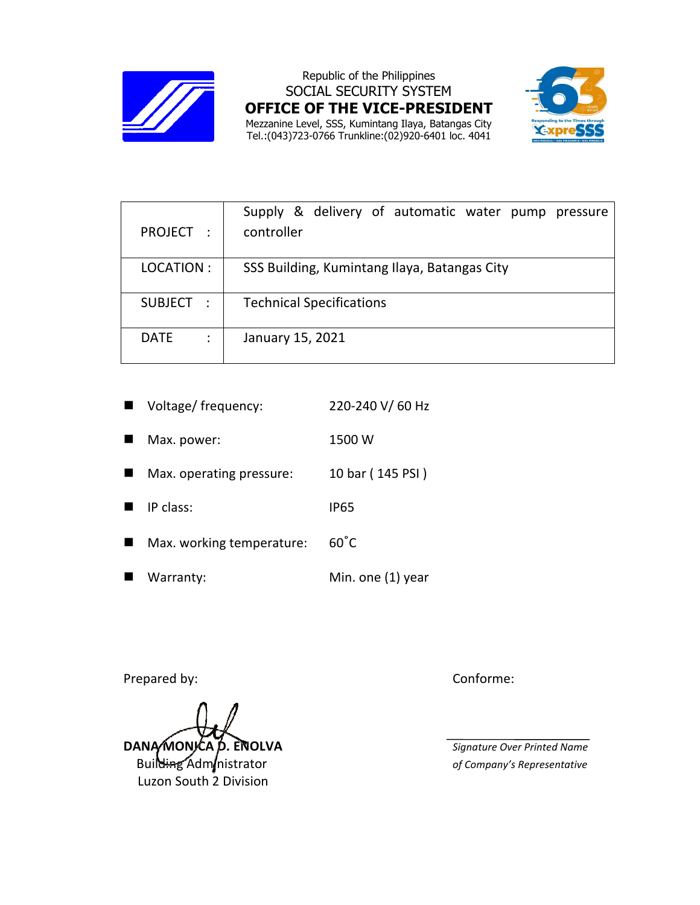Republic of the Philippines
SOCIAL SECURITY SYSTEM
**OFFICE OF THE VICE-PRESIDENT**
Mezzanine Level, SSS, Kumintang Ilaya, Batangas City
Tel.:(043)723-0766 Trunkline:(02)920-6401 loc. 4041

| | |
|---|---|
| PROJECT : | Supply & delivery of automatic water pump pressure controller |
| LOCATION : | SSS Building, Kumintang Ilaya, Batangas City |
| SUBJECT : | Technical Specifications |
| DATE : | January 15, 2021 |

- Voltage/ frequency: 220-240 V/ 60 Hz
- Max. power: 1500 W
- Max. operating pressure: 10 bar ( 145 PSI )
- IP class: IP65
- Max. working temperature: 60˚C
- Warranty: Min. one (1) year

Prepared by:

**DANA MONICA D. ENOLVA**
Building Administrator
Luzon South 2 Division

Conforme:

_________________________
*Signature Over Printed Name of Company's Representative*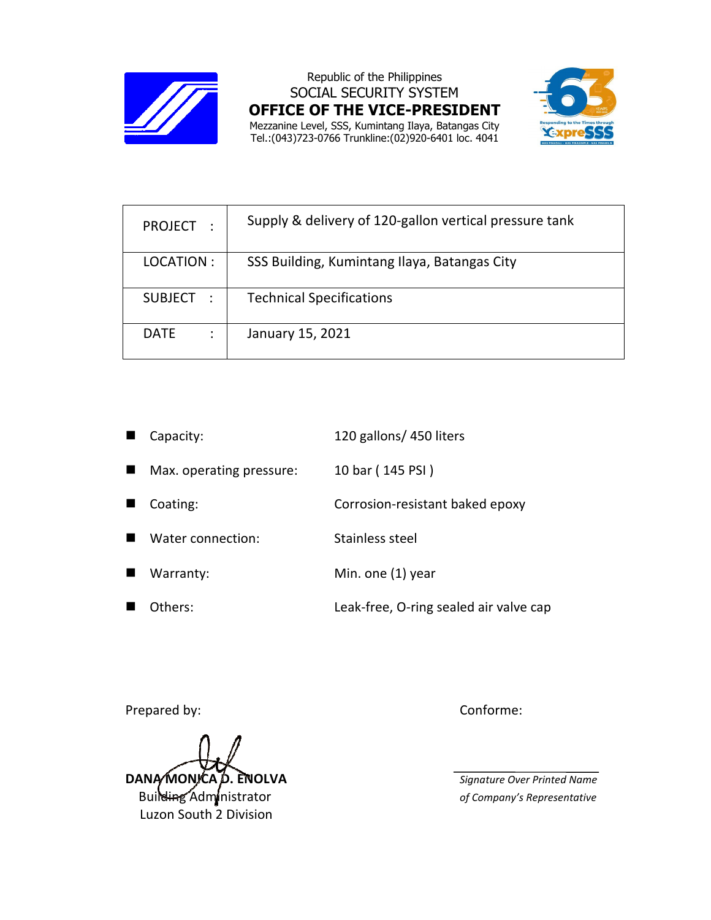Republic of the Philippines
SOCIAL SECURITY SYSTEM
**OFFICE OF THE VICE-PRESIDENT**
Mezzanine Level, SSS, Kumintang Ilaya, Batangas City
Tel.:(043)723-0766 Trunkline:(02)920-6401 loc. 4041

| | |
|---|---|
| PROJECT : | Supply & delivery of 120-gallon vertical pressure tank |
| LOCATION : | SSS Building, Kumintang Ilaya, Batangas City |
| SUBJECT : | Technical Specifications |
| DATE : | January 15, 2021 |

- Capacity: 120 gallons/ 450 liters
- Max. operating pressure: 10 bar ( 145 PSI )
- Coating: Corrosion-resistant baked epoxy
- Water connection: Stainless steel
- Warranty: Min. one (1) year
- Others: Leak-free, O-ring sealed air valve cap

Prepared by:

**DANA MONICA D. ENOLVA**
Building Administrator
Luzon South 2 Division

Conforme:

_______________________
*Signature Over Printed Name of Company's Representative*